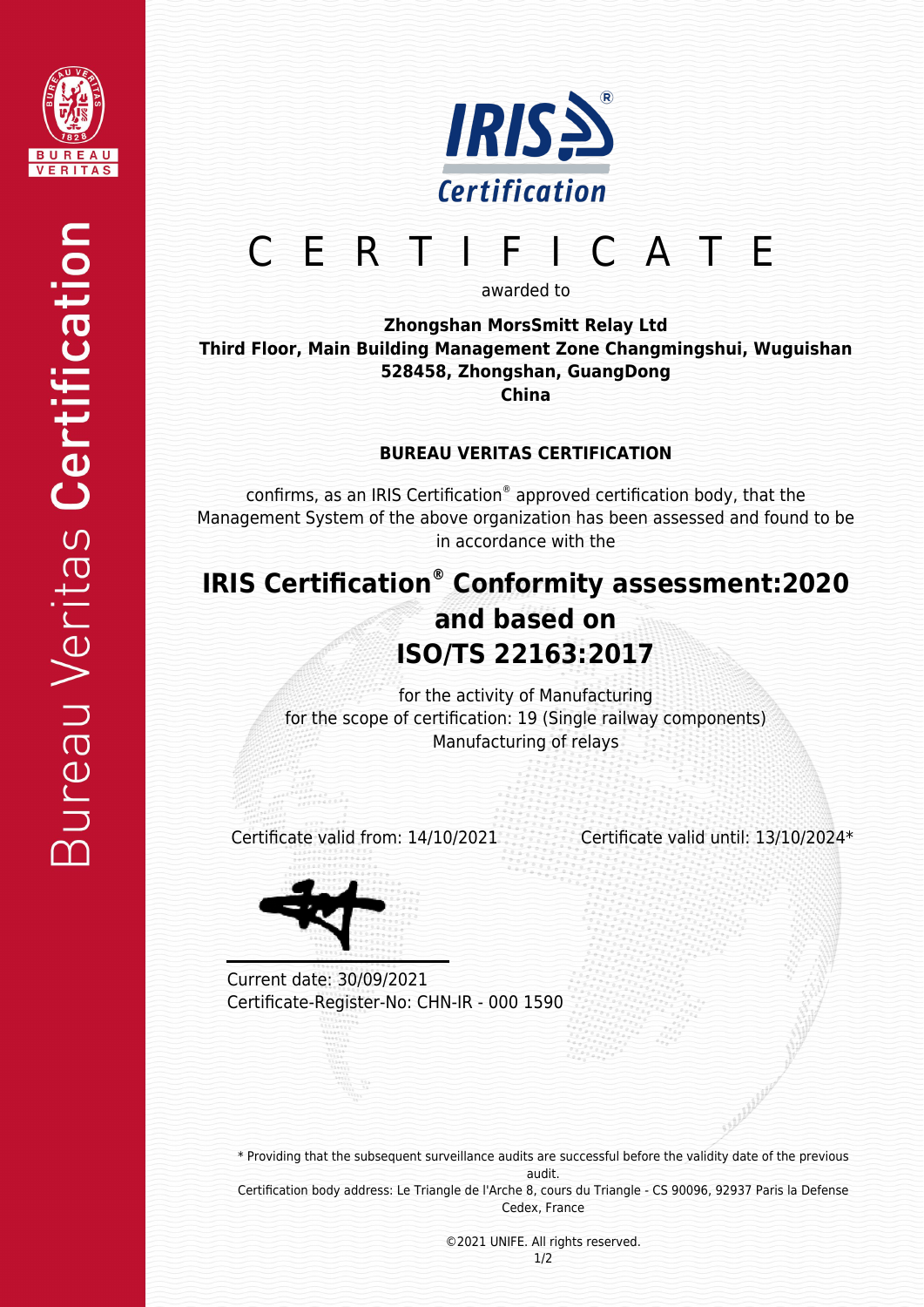Bureau Veritas Certification

IRIS Certification

# C E R T I F I C A T E

awarded to

**Zhongshan MorsSmitt Relay Ltd**
**Third Floor, Main Building Management Zone Changmingshui, Wuguishan**
**528458, Zhongshan, GuangDong**
**China**

**BUREAU VERITAS CERTIFICATION**

confirms, as an IRIS Certification® approved certification body, that the Management System of the above organization has been assessed and found to be in accordance with the

## IRIS Certification® Conformity assessment:2020 and based on ISO/TS 22163:2017

for the activity of Manufacturing
for the scope of certification: 19 (Single railway components)
Manufacturing of relays

Certificate valid from: 14/10/2021

Certificate valid until: 13/10/2024*

Current date: 30/09/2021
Certificate-Register-No: CHN-IR - 000 1590

\* Providing that the subsequent surveillance audits are successful before the validity date of the previous audit.
Certification body address: Le Triangle de l'Arche 8, cours du Triangle - CS 90096, 92937 Paris la Defense Cedex, France

©2021 UNIFE. All rights reserved.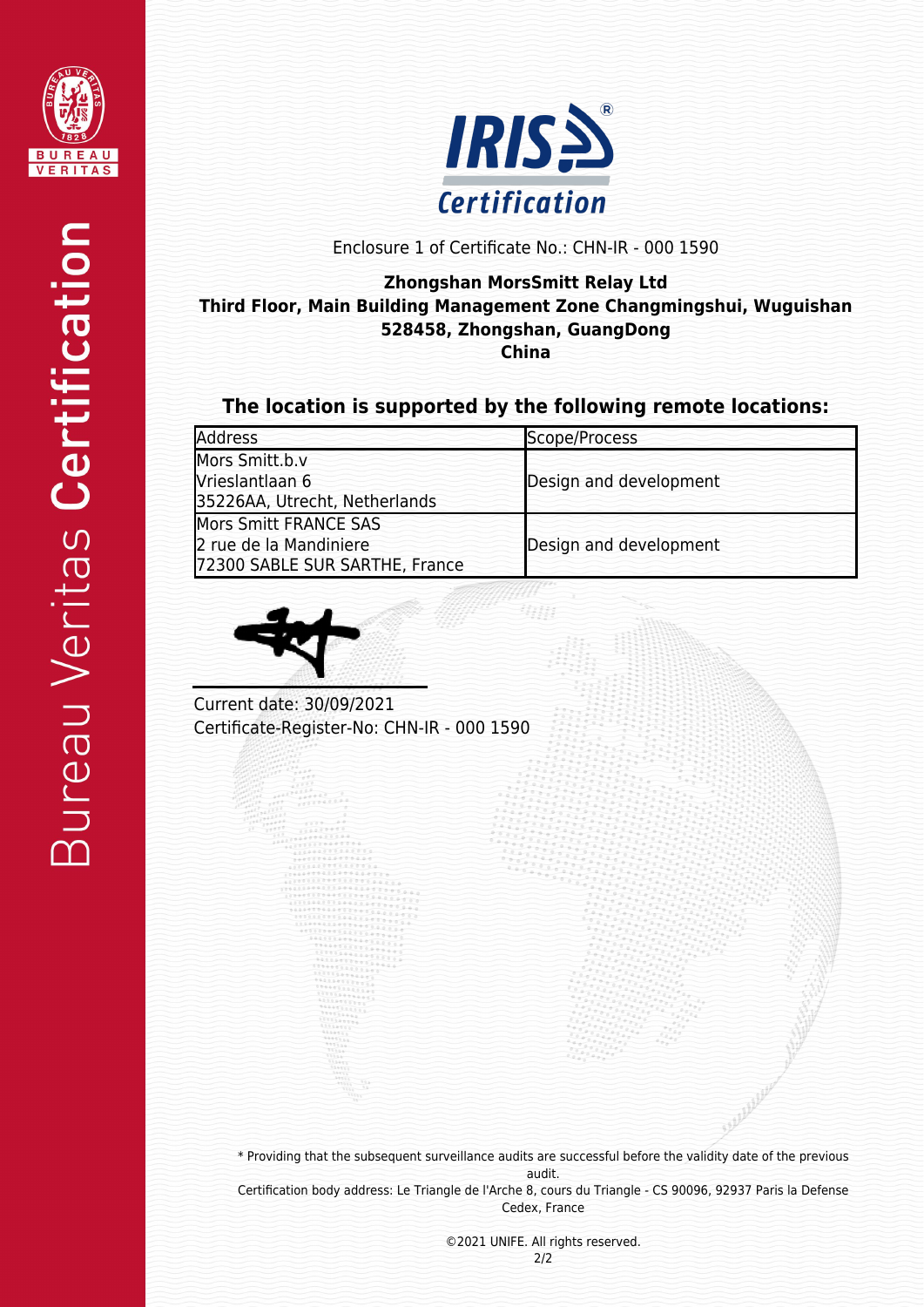Enclosure 1 of Certificate No.: CHN-IR - 000 1590

**Zhongshan MorsSmitt Relay Ltd**
**Third Floor, Main Building Management Zone Changmingshui, Wuguishan**
**528458, Zhongshan, GuangDong**
**China**

## The location is supported by the following remote locations:

| Address | Scope/Process |
| --- | --- |
| Mors Smitt.b.v<br>Vrieslantlaan 6<br>35226AA, Utrecht, Netherlands | Design and development |
| Mors Smitt FRANCE SAS<br>2 rue de la Mandiniere<br>72300 SABLE SUR SARTHE, France | Design and development |

Current date: 30/09/2021
Certificate-Register-No: CHN-IR - 000 1590

\* Providing that the subsequent surveillance audits are successful before the validity date of the previous audit.
Certification body address: Le Triangle de l'Arche 8, cours du Triangle - CS 90096, 92937 Paris la Defense Cedex, France

©2021 UNIFE. All rights reserved.